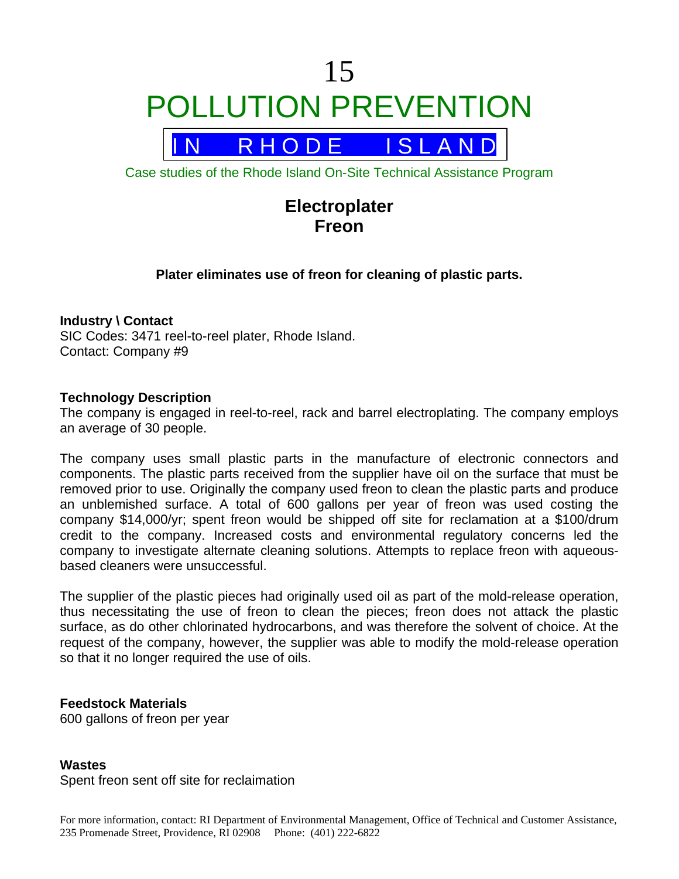# 15
# POLLUTION PREVENTION

## IN RHODE ISLAND

Case studies of the Rhode Island On-Site Technical Assistance Program

## Electroplater
## Freon

**Plater eliminates use of freon for cleaning of plastic parts.**

### Industry \ Contact

SIC Codes: 3471 reel-to-reel plater, Rhode Island.
Contact: Company #9

### Technology Description

The company is engaged in reel-to-reel, rack and barrel electroplating. The company employs an average of 30 people.

The company uses small plastic parts in the manufacture of electronic connectors and components. The plastic parts received from the supplier have oil on the surface that must be removed prior to use. Originally the company used freon to clean the plastic parts and produce an unblemished surface. A total of 600 gallons per year of freon was used costing the company $14,000/yr; spent freon would be shipped off site for reclamation at a $100/drum credit to the company. Increased costs and environmental regulatory concerns led the company to investigate alternate cleaning solutions. Attempts to replace freon with aqueous-based cleaners were unsuccessful.

The supplier of the plastic pieces had originally used oil as part of the mold-release operation, thus necessitating the use of freon to clean the pieces; freon does not attack the plastic surface, as do other chlorinated hydrocarbons, and was therefore the solvent of choice. At the request of the company, however, the supplier was able to modify the mold-release operation so that it no longer required the use of oils.

### Feedstock Materials

600 gallons of freon per year

### Wastes

Spent freon sent off site for reclaimation

For more information, contact: RI Department of Environmental Management, Office of Technical and Customer Assistance, 235 Promenade Street, Providence, RI 02908 Phone: (401) 222-6822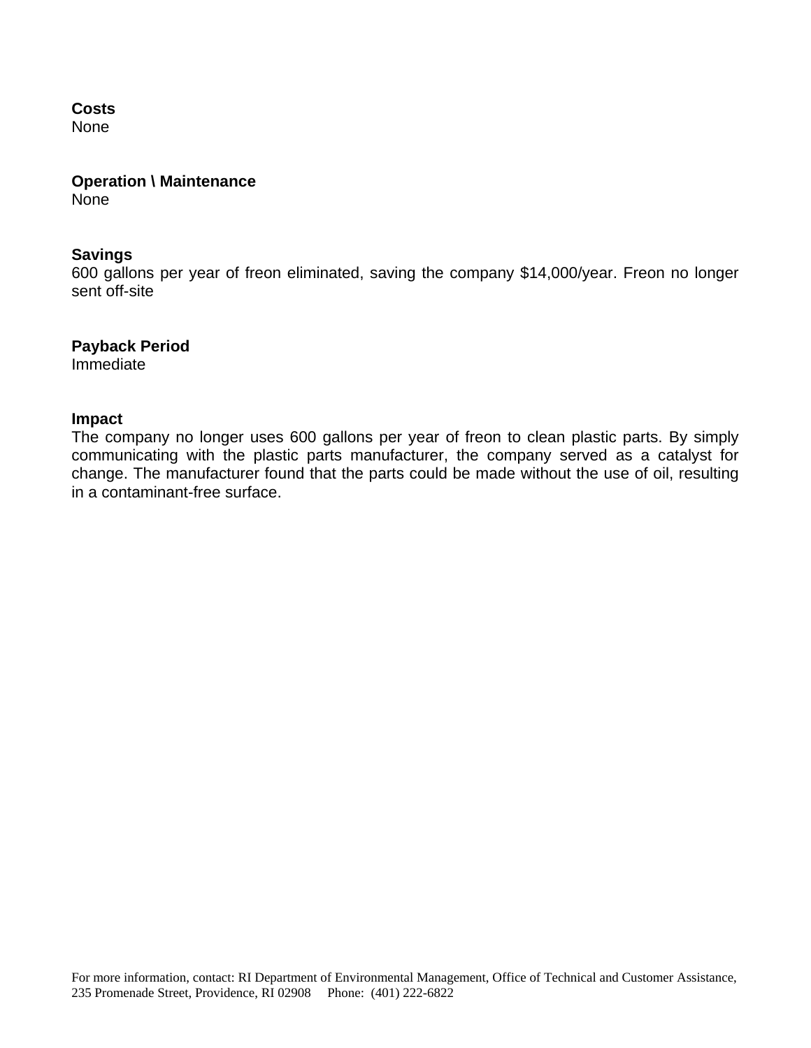**Costs**
None

**Operation \ Maintenance**
None

**Savings**
600 gallons per year of freon eliminated, saving the company $14,000/year. Freon no longer sent off-site

**Payback Period**
Immediate

**Impact**
The company no longer uses 600 gallons per year of freon to clean plastic parts. By simply communicating with the plastic parts manufacturer, the company served as a catalyst for change. The manufacturer found that the parts could be made without the use of oil, resulting in a contaminant-free surface.

For more information, contact: RI Department of Environmental Management, Office of Technical and Customer Assistance, 235 Promenade Street, Providence, RI 02908 Phone: (401) 222-6822